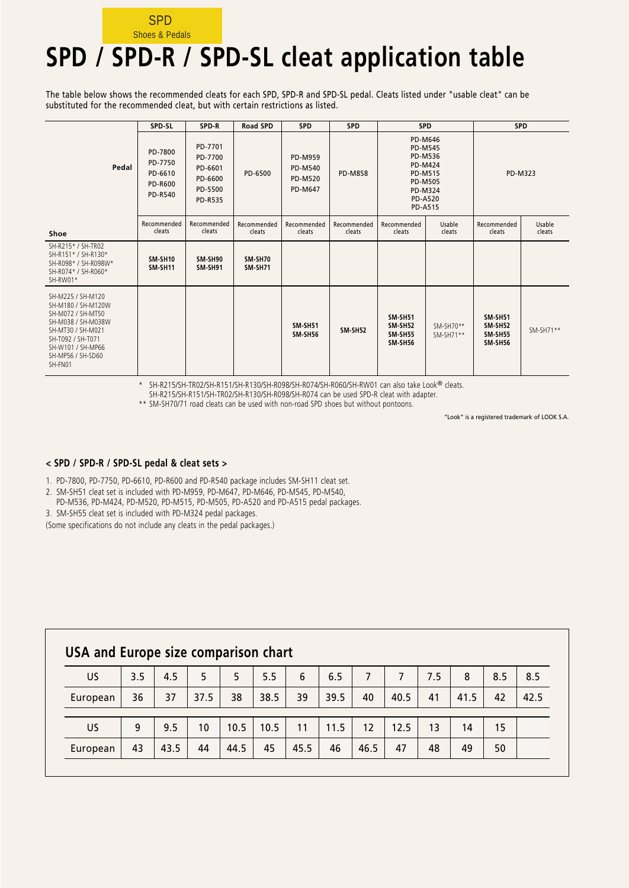SPD
Shoes & Pedals

# SPD / SPD-R / SPD-SL cleat application table

The table below shows the recommended cleats for each SPD, SPD-R and SPD-SL pedal. Cleats listed under "usable cleat" can be substituted for the recommended cleat, but with certain restrictions as listed.

| | SPD-SL | SPD-R | Road SPD | SPD | SPD | SPD | | SPD | |
|---|---|---|---|---|---|---|---|---|---|
| **Pedal** | PD-7800 PD-7750 PD-6610 PD-R600 PD-R540 | PD-7701 PD-7700 PD-6601 PD-6600 PD-5500 PD-R535 | PD-6500 | PD-M959 PD-M540 PD-M520 PD-M647 | PD-M858 | PD-M646 PD-M545 PD-M536 PD-M424 PD-M515 PD-M505 PD-M324 PD-A520 PD-A515 | | PD-M323 | |
| **Shoe** | Recommended cleats | Recommended cleats | Recommended cleats | Recommended cleats | Recommended cleats | Recommended cleats | Usable cleats | Recommended cleats | Usable cleats |
| SH-R215* / SH-TR02 SH-R151* / SH-R130* SH-R098* / SH-R098W* SH-R074* / SH-R060* SH-RW01* | **SM-SH10 SM-SH11** | **SM-SH90 SM-SH91** | **SM-SH70 SM-SH71** | | | | | | |
| SH-M225 / SH-M120 SH-M180 / SH-M120W SH-M072 / SH-MT50 SH-M038 / SH-M038W SH-MT30 / SH-M021 SH-T092 / SH-T071 SH-W101 / SH-MP66 SH-MP56 / SH-SD60 SH-FN01 | | | | **SM-SH51 SM-SH56** | **SM-SH52** | **SM-SH51 SM-SH52 SM-SH55 SM-SH56** | SM-SH70** SM-SH71** | **SM-SH51 SM-SH52 SM-SH55 SM-SH56** | SM-SH71** |

\* SH-R215/SH-TR02/SH-R151/SH-R130/SH-R098/SH-R074/SH-R060/SH-RW01 can also take Look® cleats.
SH-R215/SH-R151/SH-TR02/SH-R130/SH-R098/SH-R074 can be used SPD-R cleat with adapter.

\*\* SM-SH70/71 road cleats can be used with non-road SPD shoes but without pontoons.

"Look" is a registered trademark of LOOK S.A.

### < SPD / SPD-R / SPD-SL pedal & cleat sets >

1. PD-7800, PD-7750, PD-6610, PD-R600 and PD-R540 package includes SM-SH11 cleat set.
2. SM-SH51 cleat set is included with PD-M959, PD-M647, PD-M646, PD-M545, PD-M540, PD-M536, PD-M424, PD-M520, PD-M515, PD-M505, PD-A520 and PD-A515 pedal packages.
3. SM-SH55 cleat set is included with PD-M324 pedal packages.

(Some specifications do not include any cleats in the pedal packages.)

## USA and Europe size comparison chart

| US | 3.5 | 4.5 | 5 | 5 | 5.5 | 6 | 6.5 | 7 | 7 | 7.5 | 8 | 8.5 | 8.5 |
|---|---|---|---|---|---|---|---|---|---|---|---|---|---|
| European | 36 | 37 | 37.5 | 38 | 38.5 | 39 | 39.5 | 40 | 40.5 | 41 | 41.5 | 42 | 42.5 |
| US | 9 | 9.5 | 10 | 10.5 | 10.5 | 11 | 11.5 | 12 | 12.5 | 13 | 14 | 15 | |
| European | 43 | 43.5 | 44 | 44.5 | 45 | 45.5 | 46 | 46.5 | 47 | 48 | 49 | 50 | |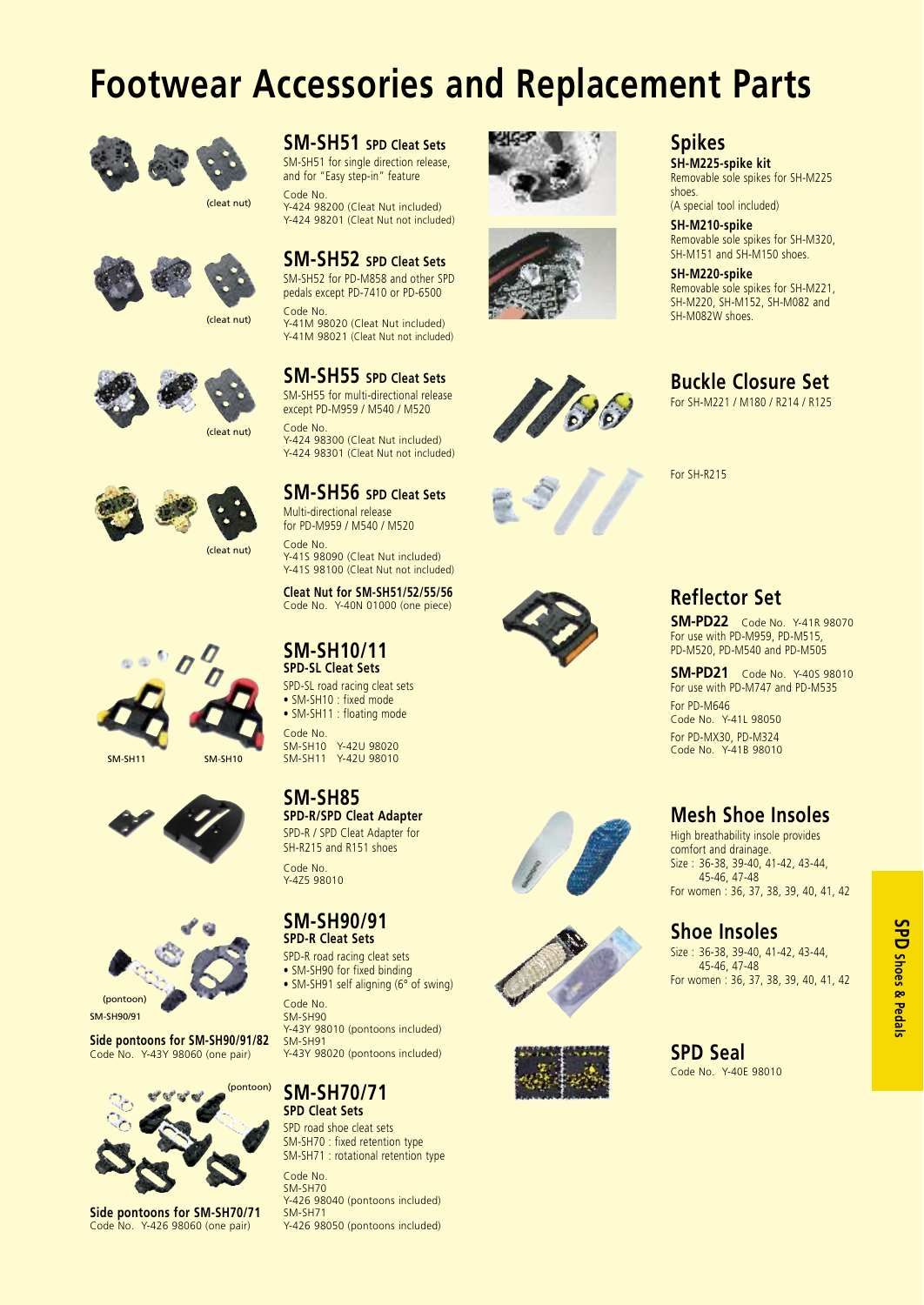# Footwear Accessories and Replacement Parts

(cleat nut)

## SM-SH51 SPD Cleat Sets

SM-SH51 for single direction release, and for "Easy step-in" feature

Code No.
Y-424 98200 (Cleat Nut included)
Y-424 98201 (Cleat Nut not included)

(cleat nut)

## SM-SH52 SPD Cleat Sets

SM-SH52 for PD-M858 and other SPD pedals except PD-7410 or PD-6500

Code No.
Y-41M 98020 (Cleat Nut included)
Y-41M 98021 (Cleat Nut not included)

(cleat nut)

## SM-SH55 SPD Cleat Sets

SM-SH55 for multi-directional release except PD-M959 / M540 / M520

Code No.
Y-424 98300 (Cleat Nut included)
Y-424 98301 (Cleat Nut not included)

(cleat nut)

## SM-SH56 SPD Cleat Sets

Multi-directional release for PD-M959 / M540 / M520

Code No.
Y-41S 98090 (Cleat Nut included)
Y-41S 98100 (Cleat Nut not included)

**Cleat Nut for SM-SH51/52/55/56**
Code No. Y-40N 01000 (one piece)

SM-SH11 SM-SH10

## SM-SH10/11

**SPD-SL Cleat Sets**

SPD-SL road racing cleat sets
- SM-SH10 : fixed mode
- SM-SH11 : floating mode

Code No.
SM-SH10 Y-42U 98020
SM-SH11 Y-42U 98010

## SM-SH85

**SPD-R/SPD Cleat Adapter**

SPD-R / SPD Cleat Adapter for SH-R215 and R151 shoes

Code No.
Y-4Z5 98010

(pontoon)
SM-SH90/91

**Side pontoons for SM-SH90/91/82**
Code No. Y-43Y 98060 (one pair)

## SM-SH90/91

**SPD-R Cleat Sets**

SPD-R road racing cleat sets
- SM-SH90 for fixed binding
- SM-SH91 self aligning (6° of swing)

Code No.
SM-SH90
Y-43Y 98010 (pontoons included)
SM-SH91
Y-43Y 98020 (pontoons included)

(pontoon)

**Side pontoons for SM-SH70/71**
Code No. Y-426 98060 (one pair)

## SM-SH70/71

**SPD Cleat Sets**

SPD road shoe cleat sets
SM-SH70 : fixed retention type
SM-SH71 : rotational retention type

Code No.
SM-SH70
Y-426 98040 (pontoons included)
SM-SH71
Y-426 98050 (pontoons included)

## Spikes

**SH-M225-spike kit**
Removable sole spikes for SH-M225 shoes.
(A special tool included)

**SH-M210-spike**
Removable sole spikes for SH-M320, SH-M151 and SH-M150 shoes.

**SH-M220-spike**
Removable sole spikes for SH-M221, SH-M220, SH-M152, SH-M082 and SH-M082W shoes.

## Buckle Closure Set

For SH-M221 / M180 / R214 / R125

For SH-R215

## Reflector Set

**SM-PD22** Code No. Y-41R 98070
For use with PD-M959, PD-M515, PD-M520, PD-M540 and PD-M505

**SM-PD21** Code No. Y-40S 98010
For use with PD-M747 and PD-M535

For PD-M646
Code No. Y-41L 98050

For PD-MX30, PD-M324
Code No. Y-41B 98010

## Mesh Shoe Insoles

High breathability insole provides comfort and drainage.
Size : 36-38, 39-40, 41-42, 43-44, 45-46, 47-48
For women : 36, 37, 38, 39, 40, 41, 42

## Shoe Insoles

Size : 36-38, 39-40, 41-42, 43-44, 45-46, 47-48
For women : 36, 37, 38, 39, 40, 41, 42

## SPD Seal

Code No. Y-40E 98010

SPD Shoes & Pedals